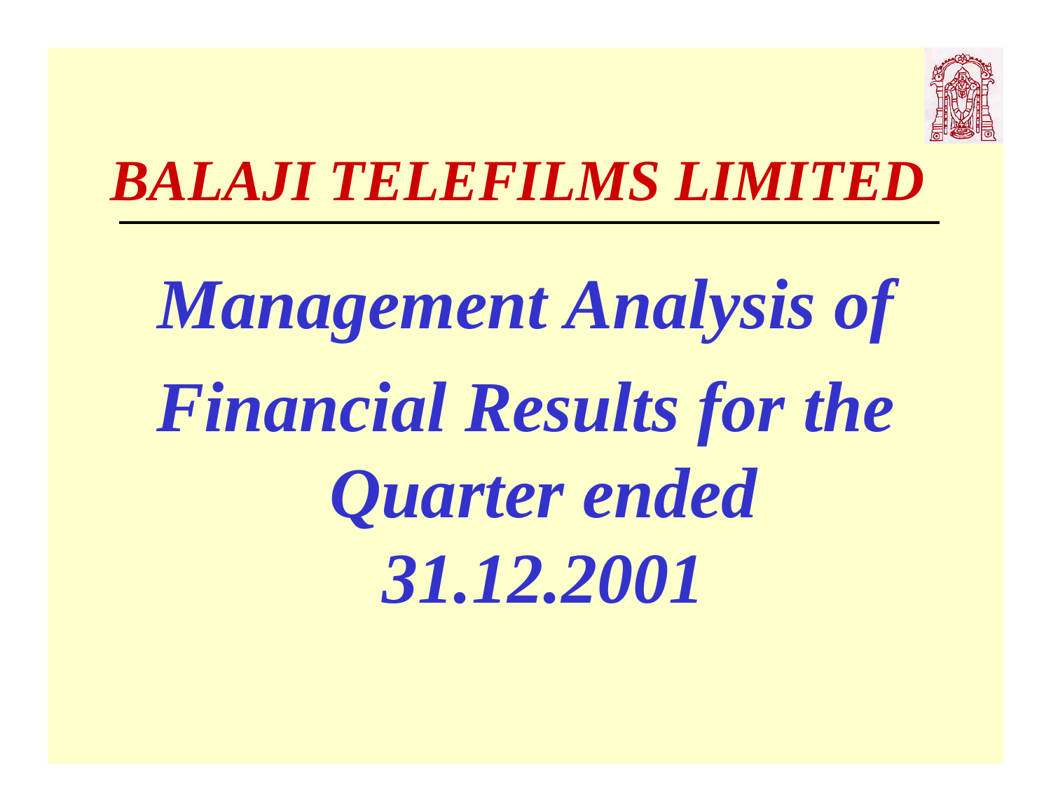# *BALAJI TELEFILMS LIMITED*

## *Management Analysis of Financial Results for the Quarter ended 31.12.2001*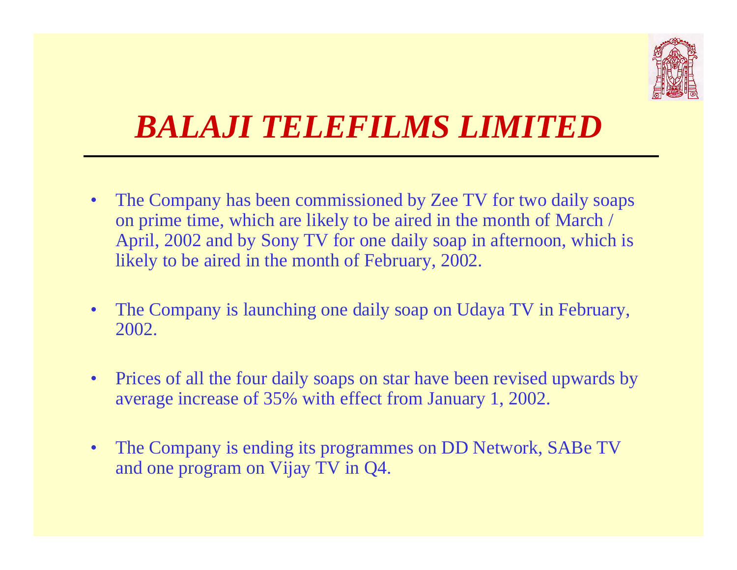# *BALAJI TELEFILMS LIMITED*

- The Company has been commissioned by Zee TV for two daily soaps on prime time, which are likely to be aired in the month of March / April, 2002 and by Sony TV for one daily soap in afternoon, which is likely to be aired in the month of February, 2002.

- The Company is launching one daily soap on Udaya TV in February, 2002.

- Prices of all the four daily soaps on star have been revised upwards by average increase of 35% with effect from January 1, 2002.

- The Company is ending its programmes on DD Network, SABe TV and one program on Vijay TV in Q4.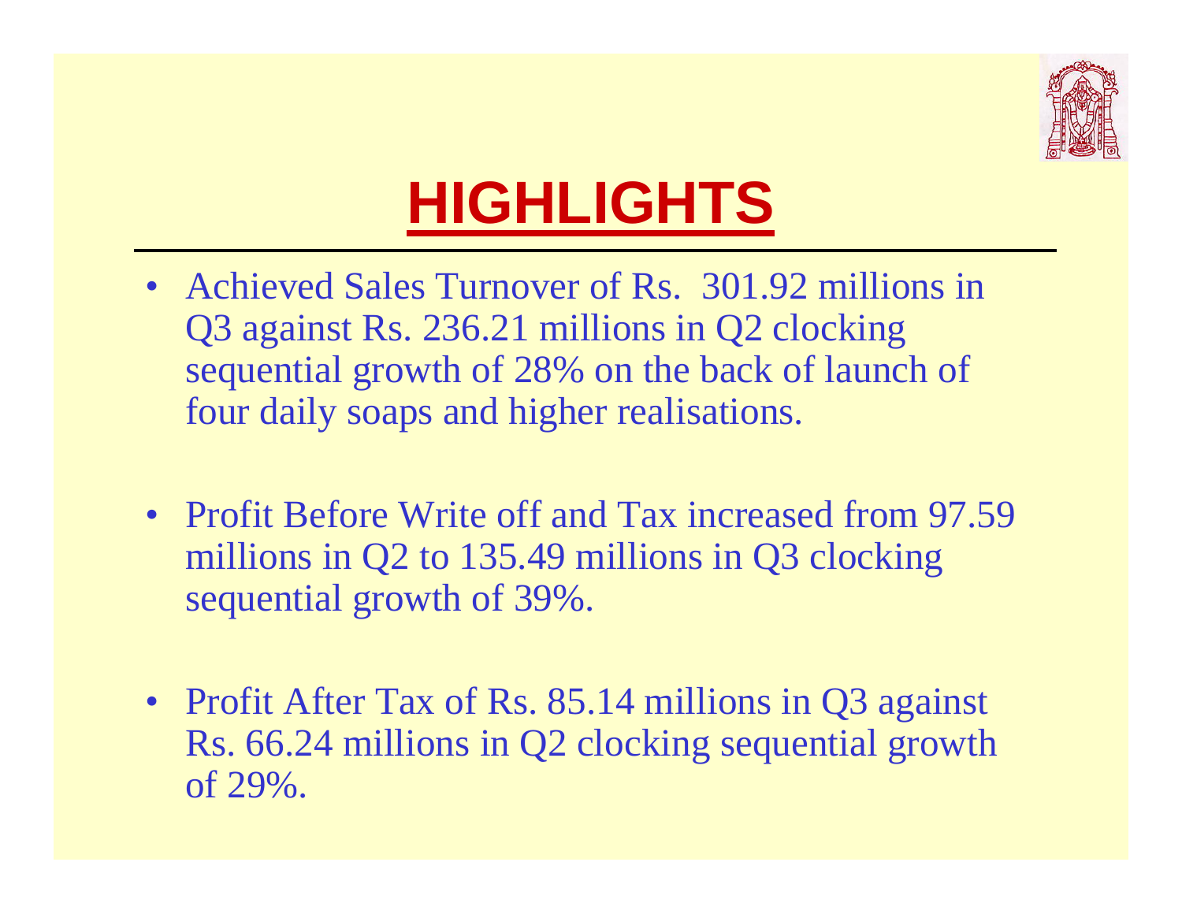# HIGHLIGHTS

- Achieved Sales Turnover of Rs. 301.92 millions in Q3 against Rs. 236.21 millions in Q2 clocking sequential growth of 28% on the back of launch of four daily soaps and higher realisations.
- Profit Before Write off and Tax increased from 97.59 millions in Q2 to 135.49 millions in Q3 clocking sequential growth of 39%.
- Profit After Tax of Rs. 85.14 millions in Q3 against Rs. 66.24 millions in Q2 clocking sequential growth of 29%.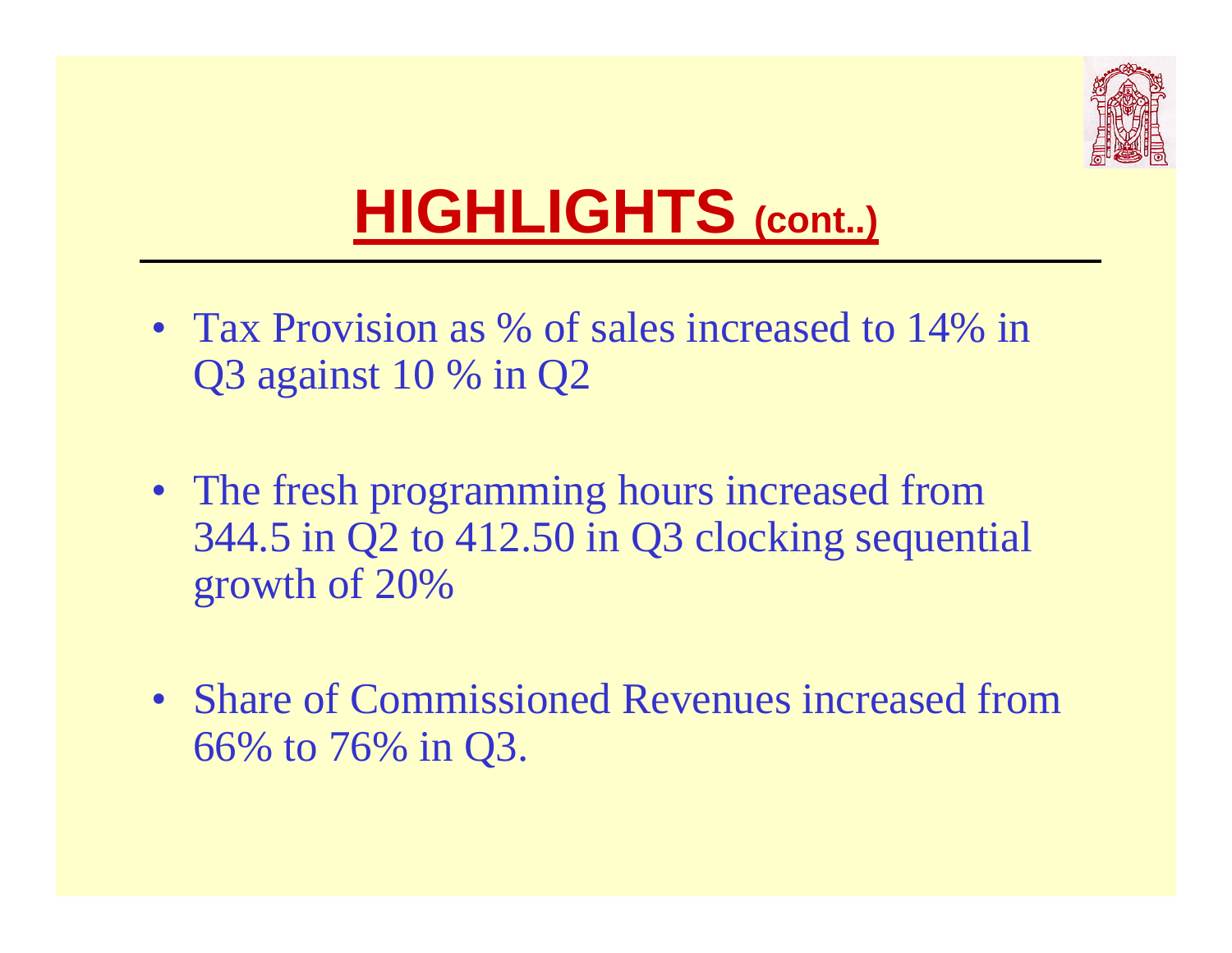# HIGHLIGHTS (cont..)

- Tax Provision as % of sales increased to 14% in Q3 against 10 % in Q2
- The fresh programming hours increased from 344.5 in Q2 to 412.50 in Q3 clocking sequential growth of 20%
- Share of Commissioned Revenues increased from 66% to 76% in Q3.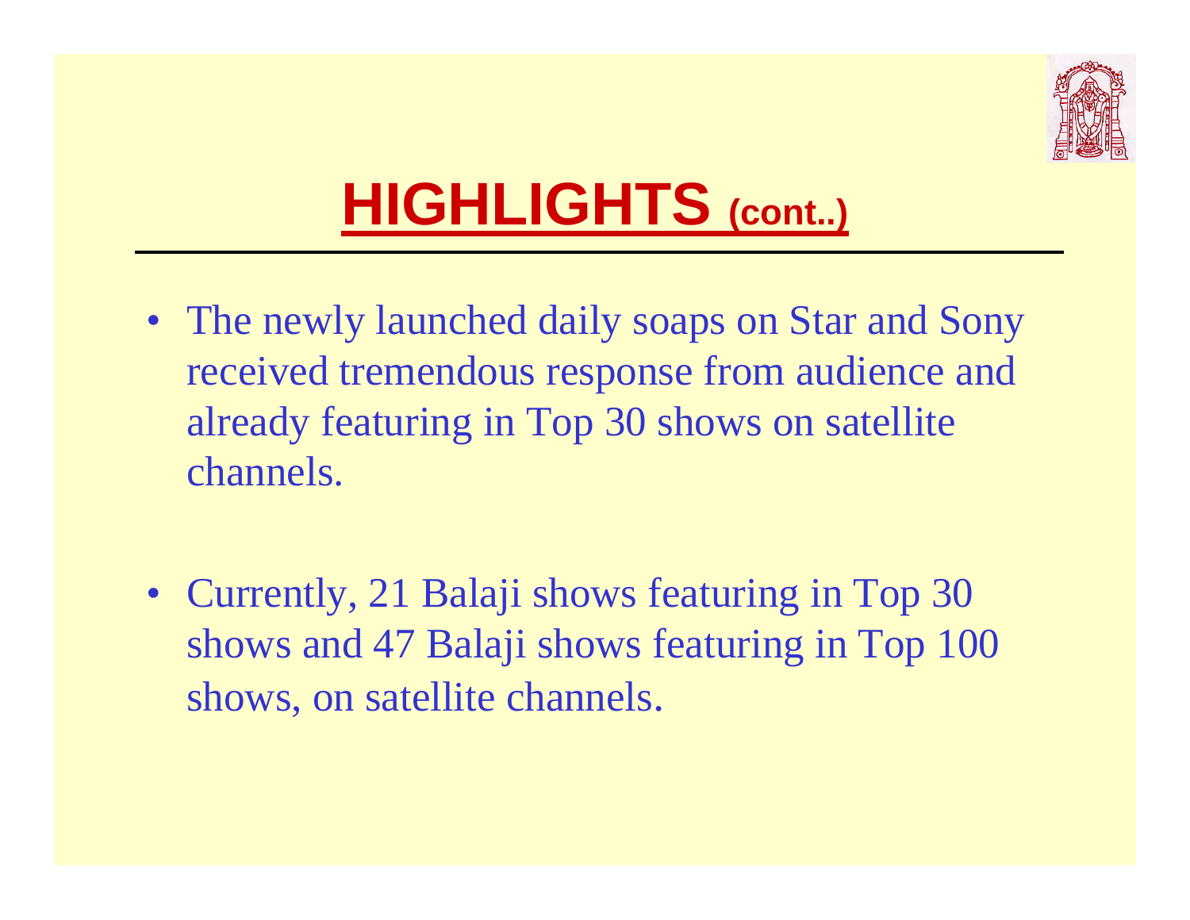# HIGHLIGHTS (cont..)

- The newly launched daily soaps on Star and Sony received tremendous response from audience and already featuring in Top 30 shows on satellite channels.

- Currently, 21 Balaji shows featuring in Top 30 shows and 47 Balaji shows featuring in Top 100 shows, on satellite channels.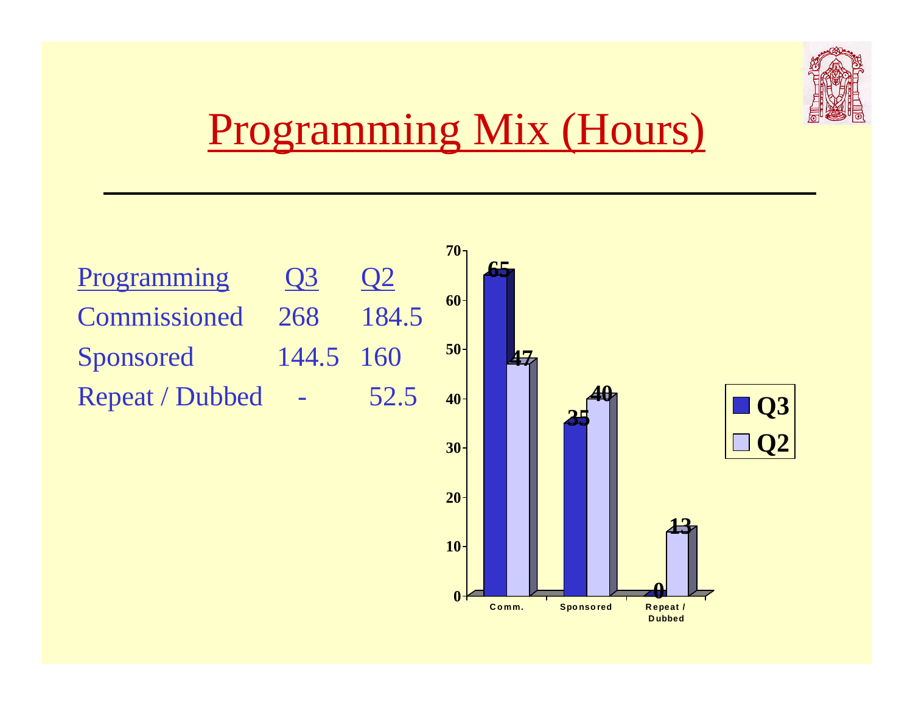# Programming Mix (Hours)

| Programming | Q3 | Q2 |
|---|---|---|
| Commissioned | 268 | 184.5 |
| Sponsored | 144.5 | 160 |
| Repeat / Dubbed | - | 52.5 |

| | Comm. | Sponsored | Repeat / Dubbed |
|---|---|---|---|
| Q3 | 65 | 35 | 0 |
| Q2 | 47 | 40 | 13 |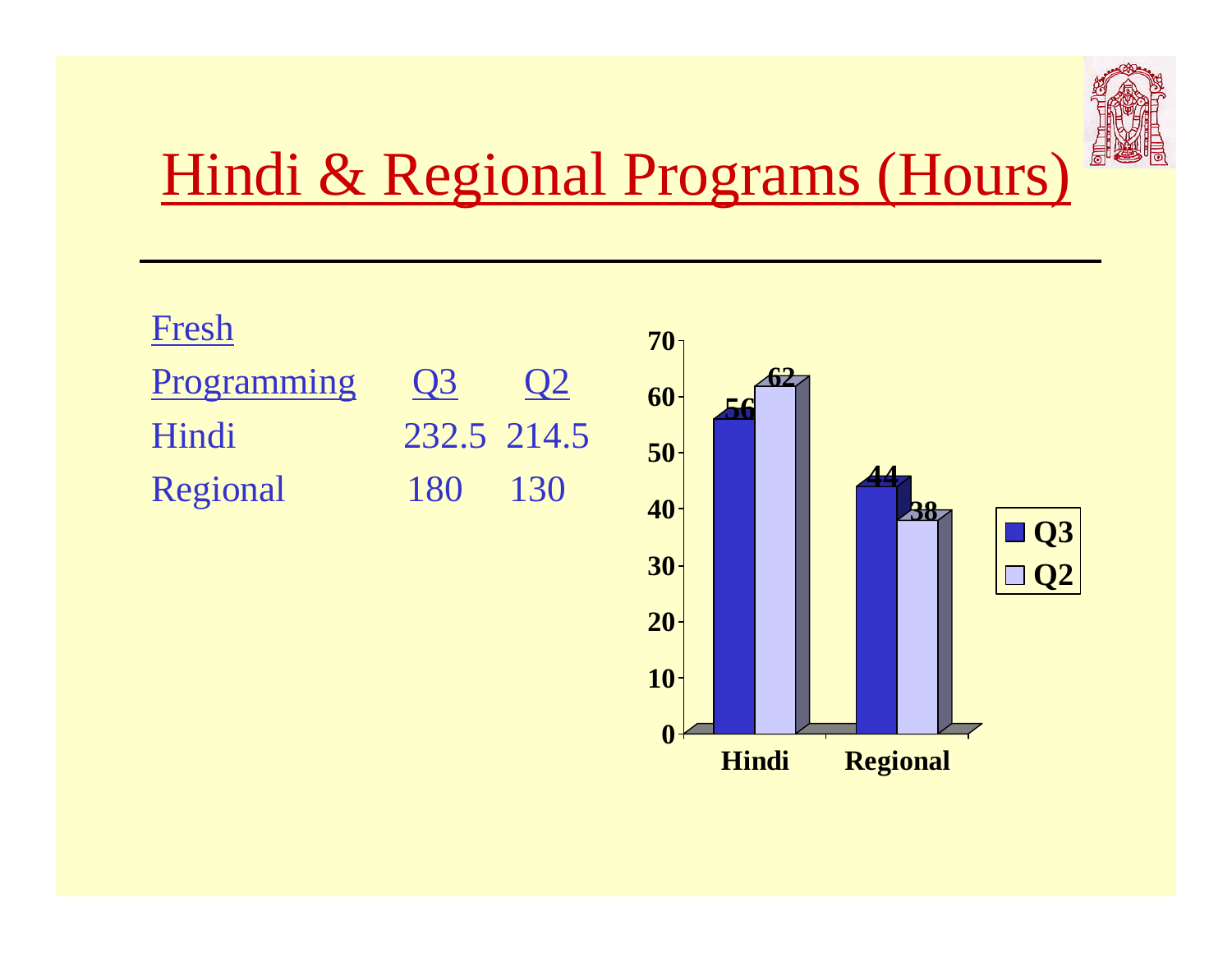# Hindi & Regional Programs (Hours)

| Fresh Programming | Q3 | Q2 |
| --- | --- | --- |
| Hindi | 232.5 | 214.5 |
| Regional | 180 | 130 |

| | Q3 | Q2 |
| --- | --- | --- |
| Hindi | 56 | 62 |
| Regional | 44 | 38 |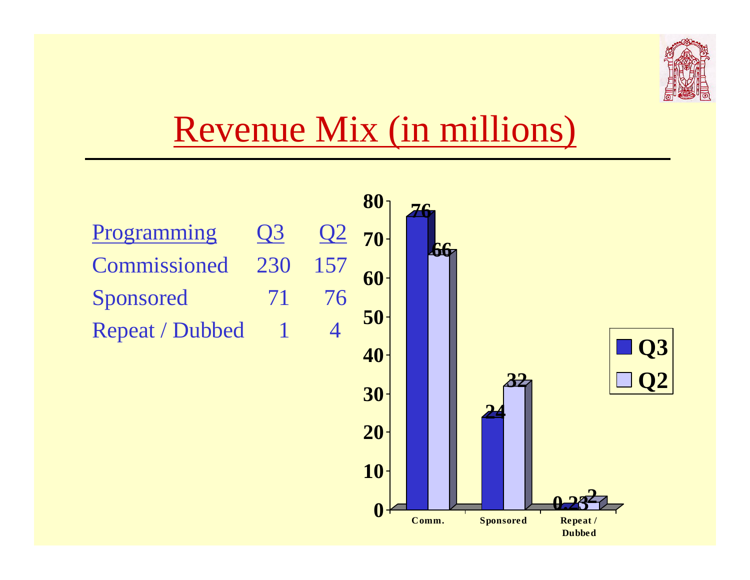# Revenue Mix (in millions)

| Programming | Q3 | Q2 |
|---|---|---|
| Commissioned | 230 | 157 |
| Sponsored | 71 | 76 |
| Repeat / Dubbed | 1 | 4 |

| | Q3 | Q2 |
|---|---|---|
| Comm. | 76 | 66 |
| Sponsored | 24 | 32 |
| Repeat / Dubbed | 0.23 | 2 |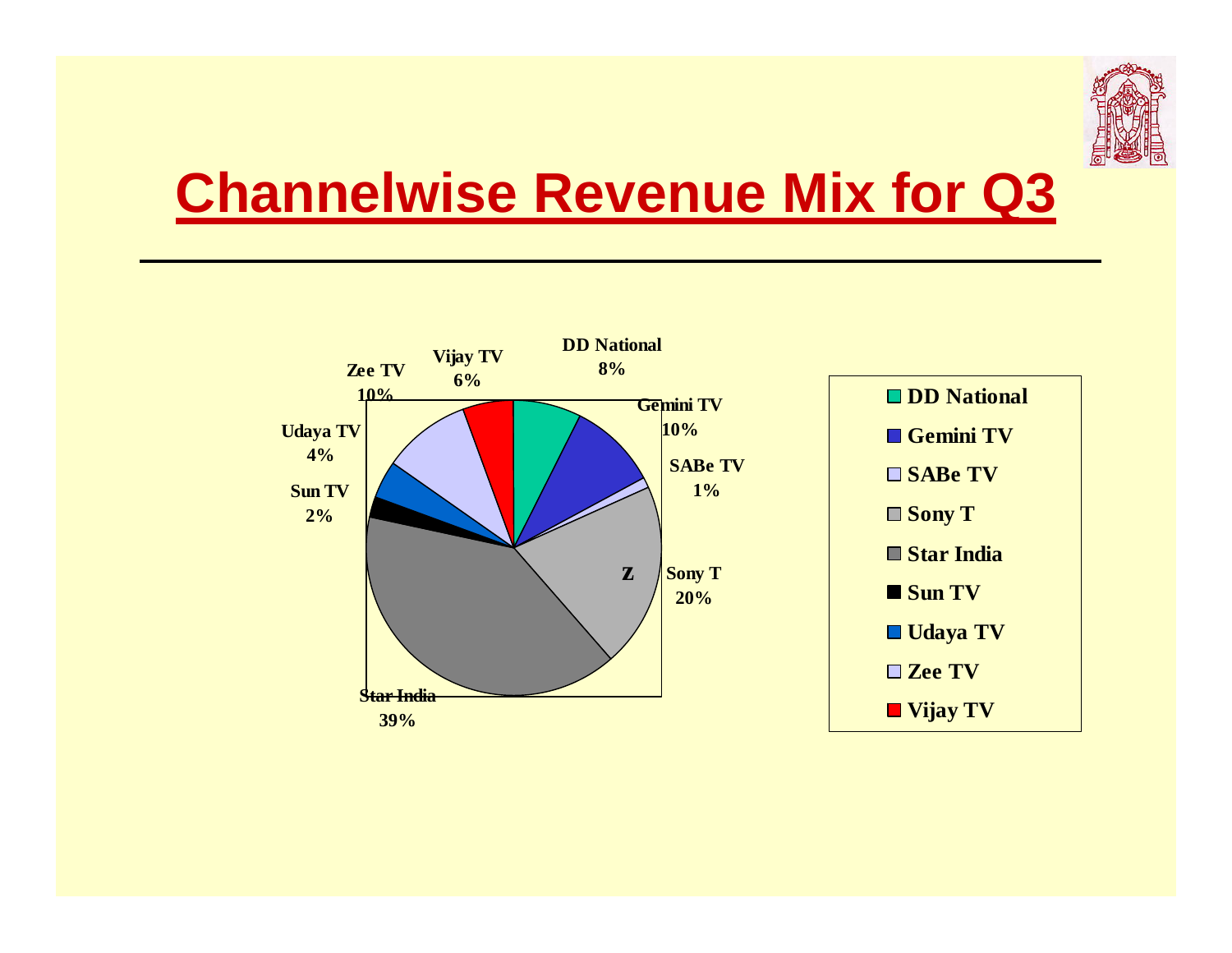# Channelwise Revenue Mix for Q3

| Channel | Share |
|---|---|
| DD National | 8% |
| Gemini TV | 10% |
| SABe TV | 1% |
| Sony T | 20% |
| Star India | 39% |
| Sun TV | 2% |
| Udaya TV | 4% |
| Zee TV | 10% |
| Vijay TV | 6% |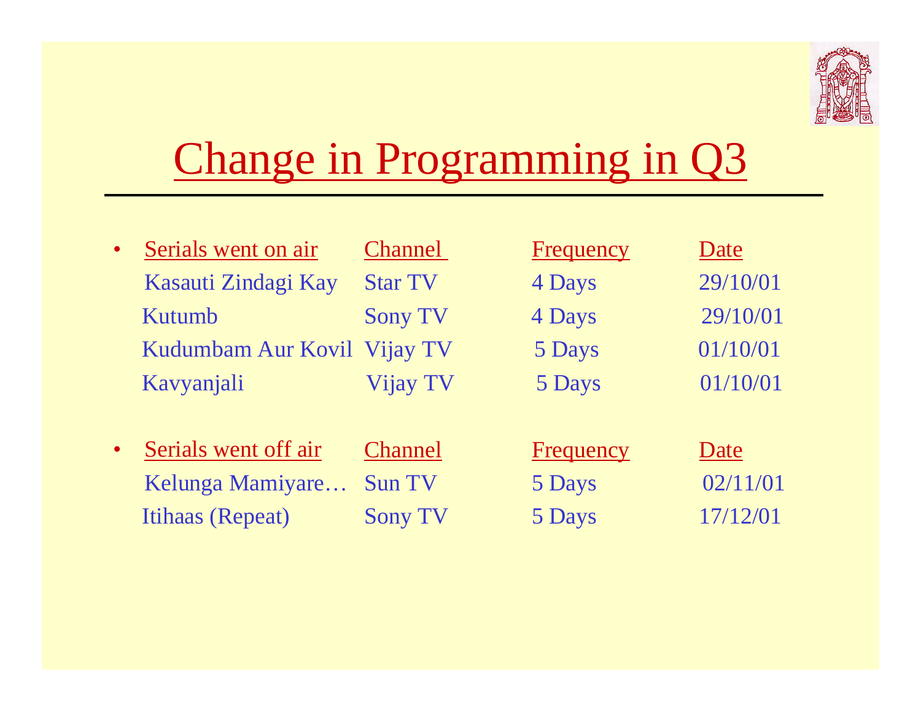# Change in Programming in Q3

| Serials went on air | Channel | Frequency | Date |
|---|---|---|---|
| Kasauti Zindagi Kay | Star TV | 4 Days | 29/10/01 |
| Kutumb | Sony TV | 4 Days | 29/10/01 |
| Kudumbam Aur Kovil | Vijay TV | 5 Days | 01/10/01 |
| Kavyanjali | Vijay TV | 5 Days | 01/10/01 |

| Serials went off air | Channel | Frequency | Date |
|---|---|---|---|
| Kelunga Mamiyare… | Sun TV | 5 Days | 02/11/01 |
| Itihaas (Repeat) | Sony TV | 5 Days | 17/12/01 |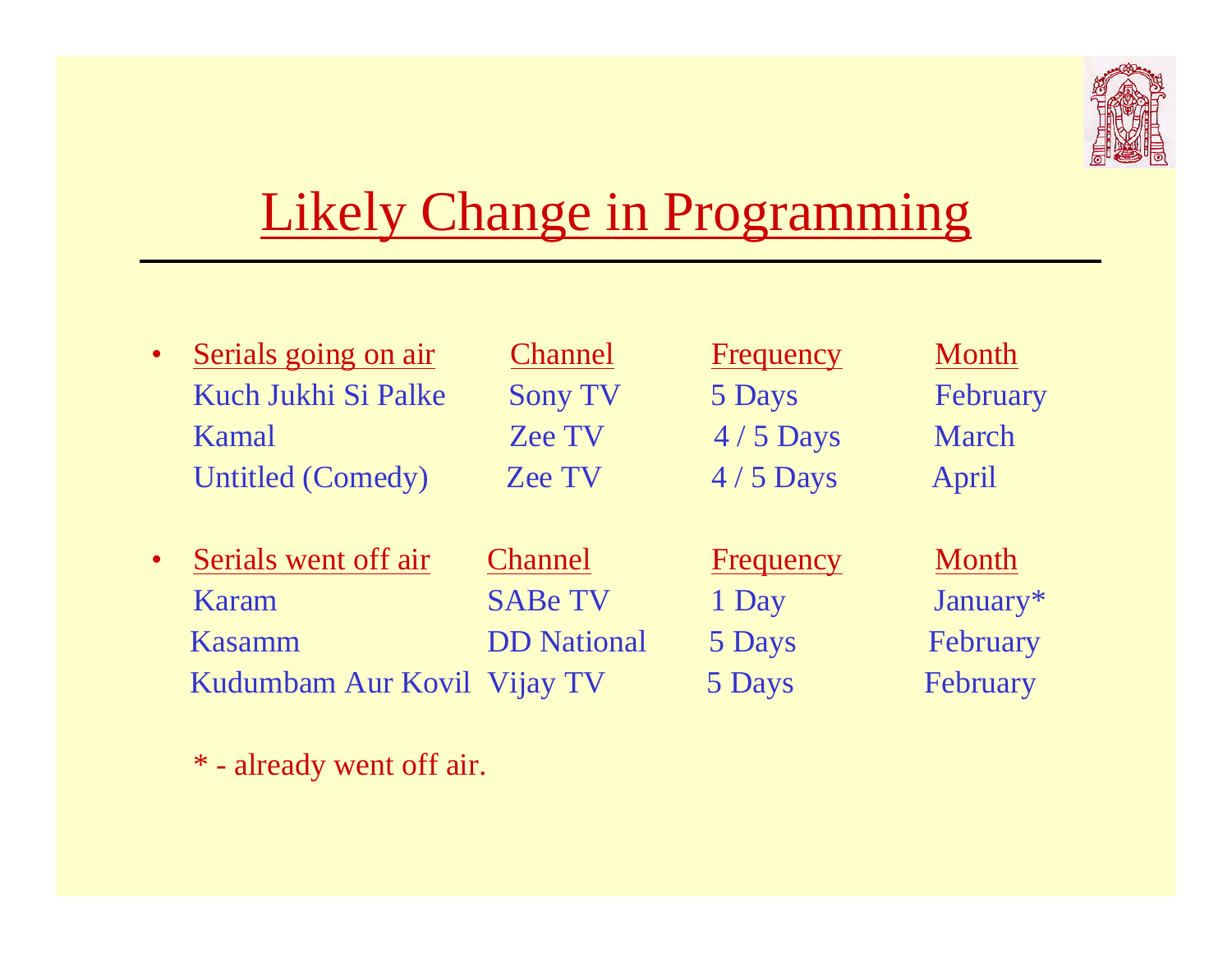# Likely Change in Programming

| Serials going on air | Channel | Frequency | Month |
|---|---|---|---|
| Kuch Jukhi Si Palke | Sony TV | 5 Days | February |
| Kamal | Zee TV | 4 / 5 Days | March |
| Untitled (Comedy) | Zee TV | 4 / 5 Days | April |

| Serials went off air | Channel | Frequency | Month |
|---|---|---|---|
| Karam | SABe TV | 1 Day | January* |
| Kasamm | DD National | 5 Days | February |
| Kudumbam Aur Kovil | Vijay TV | 5 Days | February |

* - already went off air.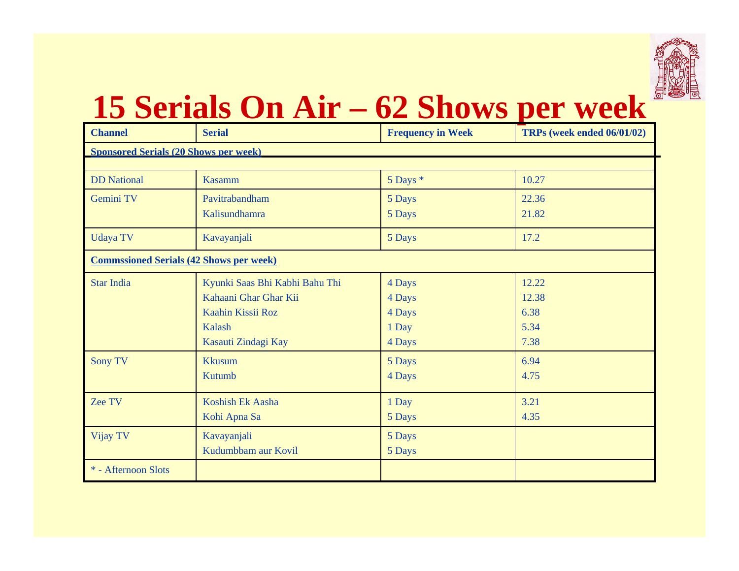# 15 Serials On Air – 62 Shows per week

| Channel | Serial | Frequency in Week | TRPs (week ended 06/01/02) |
|---|---|---|---|
| **Sponsored Serials (20 Shows per week)** | | | |
| DD National | Kasamm | 5 Days * | 10.27 |
| Gemini TV | Pavitrabandham | 5 Days | 22.36 |
| | Kalisundhamra | 5 Days | 21.82 |
| Udaya TV | Kavayanjali | 5 Days | 17.2 |
| **Commssioned Serials (42 Shows per week)** | | | |
| Star India | Kyunki Saas Bhi Kabhi Bahu Thi | 4 Days | 12.22 |
| | Kahaani Ghar Ghar Kii | 4 Days | 12.38 |
| | Kaahin Kissii Roz | 4 Days | 6.38 |
| | Kalash | 1 Day | 5.34 |
| | Kasauti Zindagi Kay | 4 Days | 7.38 |
| Sony TV | Kkusum | 5 Days | 6.94 |
| | Kutumb | 4 Days | 4.75 |
| Zee TV | Koshish Ek Aasha | 1 Day | 3.21 |
| | Kohi Apna Sa | 5 Days | 4.35 |
| Vijay TV | Kavayanjali | 5 Days | |
| | Kudumbbam aur Kovil | 5 Days | |
| * - Afternoon Slots | | | |